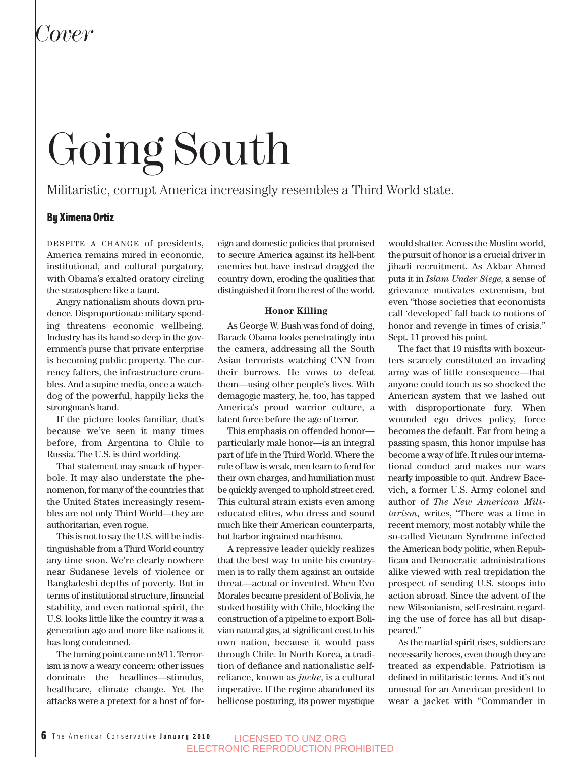*Cover*

# Going South

Militaristic, corrupt America increasingly resembles a Third World state.

**By Ximena Ortiz**

DESPITE A CHANGE of presidents, America remains mired in economic, institutional, and cultural purgatory, with Obama's exalted oratory circling the stratosphere like a taunt.

Angry nationalism shouts down prudence. Disproportionate military spending threatens economic wellbeing. Industry has its hand so deep in the government's purse that private enterprise is becoming public property. The currency falters, the infrastructure crumbles. And a supine media, once a watchdog of the powerful, happily licks the strongman's hand.

If the picture looks familiar, that's because we've seen it many times before, from Argentina to Chile to Russia. The U.S. is third worlding.

That statement may smack of hyperbole. It may also understate the phenomenon, for many of the countries that the United States increasingly resembles are not only Third World—they are authoritarian, even rogue.

This is not to say the U.S. will be indistinguishable from a Third World country any time soon. We're clearly nowhere near Sudanese levels of violence or Bangladeshi depths of poverty. But in terms of institutional structure, financial stability, and even national spirit, the U.S. looks little like the country it was a generation ago and more like nations it has long condemned.

The turning point came on 9/11. Terrorism is now a weary concern: other issues dominate the headlines—stimulus, healthcare, climate change. Yet the attacks were a pretext for a host of foreign and domestic policies that promised to secure America against its hell-bent enemies but have instead dragged the country down, eroding the qualities that distinguished it from the rest of the world.

### Honor Killing

As George W. Bush was fond of doing, Barack Obama looks penetratingly into the camera, addressing all the South Asian terrorists watching CNN from their burrows. He vows to defeat them—using other people's lives. With demagogic mastery, he, too, has tapped America's proud warrior culture, a latent force before the age of terror.

This emphasis on offended honor—particularly male honor—is an integral part of life in the Third World. Where the rule of law is weak, men learn to fend for their own charges, and humiliation must be quickly avenged to uphold street cred. This cultural strain exists even among educated elites, who dress and sound much like their American counterparts, but harbor ingrained machismo.

A repressive leader quickly realizes that the best way to unite his countrymen is to rally them against an outside threat—actual or invented. When Evo Morales became president of Bolivia, he stoked hostility with Chile, blocking the construction of a pipeline to export Bolivian natural gas, at significant cost to his own nation, because it would pass through Chile. In North Korea, a tradition of defiance and nationalistic self-reliance, known as *juche*, is a cultural imperative. If the regime abandoned its bellicose posturing, its power mystique would shatter. Across the Muslim world, the pursuit of honor is a crucial driver in jihadi recruitment. As Akbar Ahmed puts it in *Islam Under Siege*, a sense of grievance motivates extremism, but even "those societies that economists call 'developed' fall back to notions of honor and revenge in times of crisis." Sept. 11 proved his point.

The fact that 19 misfits with boxcutters scarcely constituted an invading army was of little consequence—that anyone could touch us so shocked the American system that we lashed out with disproportionate fury. When wounded ego drives policy, force becomes the default. Far from being a passing spasm, this honor impulse has become a way of life. It rules our international conduct and makes our wars nearly impossible to quit. Andrew Bacevich, a former U.S. Army colonel and author of *The New American Militarism*, writes, "There was a time in recent memory, most notably while the so-called Vietnam Syndrome infected the American body politic, when Republican and Democratic administrations alike viewed with real trepidation the prospect of sending U.S. stoops into action abroad. Since the advent of the new Wilsonianism, self-restraint regarding the use of force has all but disappeared."

As the martial spirit rises, soldiers are necessarily heroes, even though they are treated as expendable. Patriotism is defined in militaristic terms. And it's not unusual for an American president to wear a jacket with "Commander in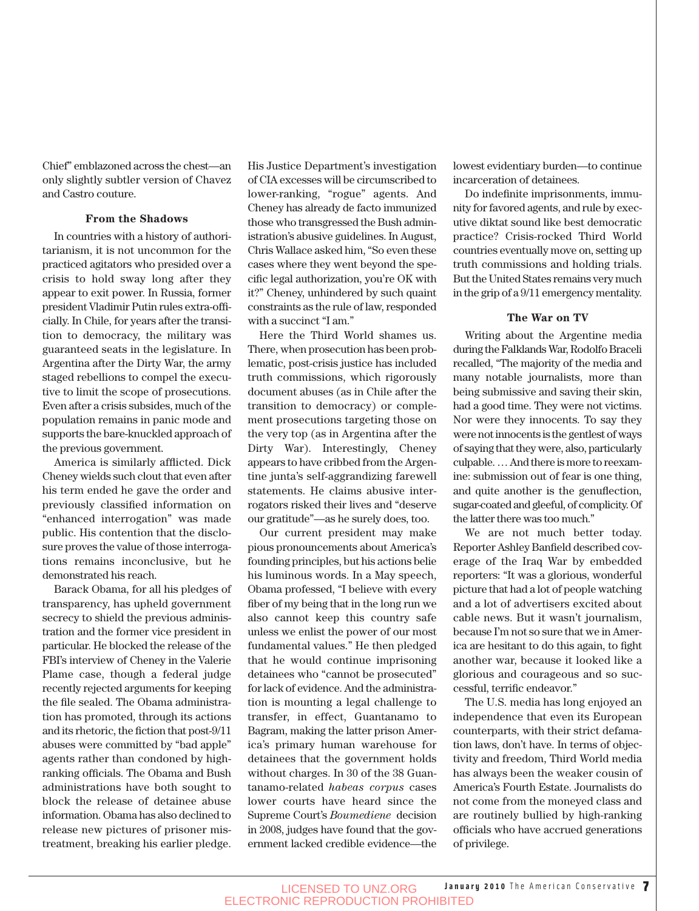Chief" emblazoned across the chest—an only slightly subtler version of Chavez and Castro couture.

### From the Shadows

In countries with a history of authoritarianism, it is not uncommon for the practiced agitators who presided over a crisis to hold sway long after they appear to exit power. In Russia, former president Vladimir Putin rules extra-officially. In Chile, for years after the transition to democracy, the military was guaranteed seats in the legislature. In Argentina after the Dirty War, the army staged rebellions to compel the executive to limit the scope of prosecutions. Even after a crisis subsides, much of the population remains in panic mode and supports the bare-knuckled approach of the previous government.

America is similarly afflicted. Dick Cheney wields such clout that even after his term ended he gave the order and previously classified information on "enhanced interrogation" was made public. His contention that the disclosure proves the value of those interrogations remains inconclusive, but he demonstrated his reach.

Barack Obama, for all his pledges of transparency, has upheld government secrecy to shield the previous administration and the former vice president in particular. He blocked the release of the FBI's interview of Cheney in the Valerie Plame case, though a federal judge recently rejected arguments for keeping the file sealed. The Obama administration has promoted, through its actions and its rhetoric, the fiction that post-9/11 abuses were committed by "bad apple" agents rather than condoned by high-ranking officials. The Obama and Bush administrations have both sought to block the release of detainee abuse information. Obama has also declined to release new pictures of prisoner mistreatment, breaking his earlier pledge. His Justice Department's investigation of CIA excesses will be circumscribed to lower-ranking, "rogue" agents. And Cheney has already de facto immunized those who transgressed the Bush administration's abusive guidelines. In August, Chris Wallace asked him, "So even these cases where they went beyond the specific legal authorization, you're OK with it?" Cheney, unhindered by such quaint constraints as the rule of law, responded with a succinct "I am."

Here the Third World shames us. There, when prosecution has been problematic, post-crisis justice has included truth commissions, which rigorously document abuses (as in Chile after the transition to democracy) or complement prosecutions targeting those on the very top (as in Argentina after the Dirty War). Interestingly, Cheney appears to have cribbed from the Argentine junta's self-aggrandizing farewell statements. He claims abusive interrogators risked their lives and "deserve our gratitude"—as he surely does, too.

Our current president may make pious pronouncements about America's founding principles, but his actions belie his luminous words. In a May speech, Obama professed, "I believe with every fiber of my being that in the long run we also cannot keep this country safe unless we enlist the power of our most fundamental values." He then pledged that he would continue imprisoning detainees who "cannot be prosecuted" for lack of evidence. And the administration is mounting a legal challenge to transfer, in effect, Guantanamo to Bagram, making the latter prison America's primary human warehouse for detainees that the government holds without charges. In 30 of the 38 Guantanamo-related *habeas corpus* cases lower courts have heard since the Supreme Court's *Boumediene* decision in 2008, judges have found that the government lacked credible evidence—the lowest evidentiary burden—to continue incarceration of detainees.

Do indefinite imprisonments, immunity for favored agents, and rule by executive diktat sound like best democratic practice? Crisis-rocked Third World countries eventually move on, setting up truth commissions and holding trials. But the United States remains very much in the grip of a 9/11 emergency mentality.

### The War on TV

Writing about the Argentine media during the Falklands War, Rodolfo Braceli recalled, "The majority of the media and many notable journalists, more than being submissive and saving their skin, had a good time. They were not victims. Nor were they innocents. To say they were not innocents is the gentlest of ways of saying that they were, also, particularly culpable. … And there is more to reexamine: submission out of fear is one thing, and quite another is the genuflection, sugar-coated and gleeful, of complicity. Of the latter there was too much."

We are not much better today. Reporter Ashley Banfield described coverage of the Iraq War by embedded reporters: "It was a glorious, wonderful picture that had a lot of people watching and a lot of advertisers excited about cable news. But it wasn't journalism, because I'm not so sure that we in America are hesitant to do this again, to fight another war, because it looked like a glorious and courageous and so successful, terrific endeavor."

The U.S. media has long enjoyed an independence that even its European counterparts, with their strict defamation laws, don't have. In terms of objectivity and freedom, Third World media has always been the weaker cousin of America's Fourth Estate. Journalists do not come from the moneyed class and are routinely bullied by high-ranking officials who have accrued generations of privilege.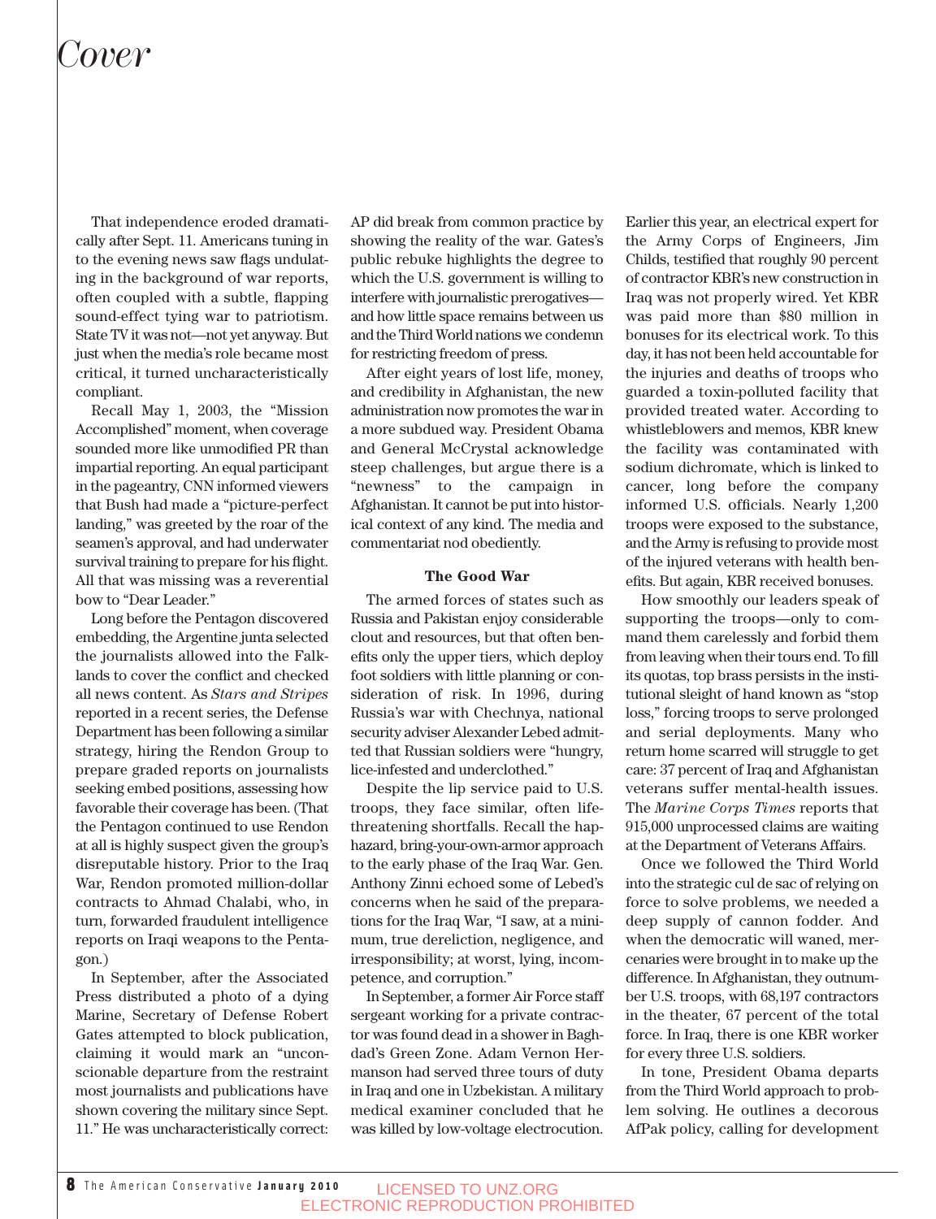That independence eroded dramatically after Sept. 11. Americans tuning in to the evening news saw flags undulating in the background of war reports, often coupled with a subtle, flapping sound-effect tying war to patriotism. State TV it was not—not yet anyway. But just when the media's role became most critical, it turned uncharacteristically compliant.

Recall May 1, 2003, the "Mission Accomplished" moment, when coverage sounded more like unmodified PR than impartial reporting. An equal participant in the pageantry, CNN informed viewers that Bush had made a "picture-perfect landing," was greeted by the roar of the seamen's approval, and had underwater survival training to prepare for his flight. All that was missing was a reverential bow to "Dear Leader."

Long before the Pentagon discovered embedding, the Argentine junta selected the journalists allowed into the Falklands to cover the conflict and checked all news content. As *Stars and Stripes* reported in a recent series, the Defense Department has been following a similar strategy, hiring the Rendon Group to prepare graded reports on journalists seeking embed positions, assessing how favorable their coverage has been. (That the Pentagon continued to use Rendon at all is highly suspect given the group's disreputable history. Prior to the Iraq War, Rendon promoted million-dollar contracts to Ahmad Chalabi, who, in turn, forwarded fraudulent intelligence reports on Iraqi weapons to the Pentagon.)

In September, after the Associated Press distributed a photo of a dying Marine, Secretary of Defense Robert Gates attempted to block publication, claiming it would mark an "unconscionable departure from the restraint most journalists and publications have shown covering the military since Sept. 11." He was uncharacteristically correct: AP did break from common practice by showing the reality of the war. Gates's public rebuke highlights the degree to which the U.S. government is willing to interfere with journalistic prerogatives—and how little space remains between us and the Third World nations we condemn for restricting freedom of press.

After eight years of lost life, money, and credibility in Afghanistan, the new administration now promotes the war in a more subdued way. President Obama and General McCrystal acknowledge steep challenges, but argue there is a "newness" to the campaign in Afghanistan. It cannot be put into historical context of any kind. The media and commentariat nod obediently.

**The Good War**

The armed forces of states such as Russia and Pakistan enjoy considerable clout and resources, but that often benefits only the upper tiers, which deploy foot soldiers with little planning or consideration of risk. In 1996, during Russia's war with Chechnya, national security adviser Alexander Lebed admitted that Russian soldiers were "hungry, lice-infested and underclothed."

Despite the lip service paid to U.S. troops, they face similar, often life-threatening shortfalls. Recall the haphazard, bring-your-own-armor approach to the early phase of the Iraq War. Gen. Anthony Zinni echoed some of Lebed's concerns when he said of the preparations for the Iraq War, "I saw, at a minimum, true dereliction, negligence, and irresponsibility; at worst, lying, incompetence, and corruption."

In September, a former Air Force staff sergeant working for a private contractor was found dead in a shower in Baghdad's Green Zone. Adam Vernon Hermanson had served three tours of duty in Iraq and one in Uzbekistan. A military medical examiner concluded that he was killed by low-voltage electrocution. Earlier this year, an electrical expert for the Army Corps of Engineers, Jim Childs, testified that roughly 90 percent of contractor KBR's new construction in Iraq was not properly wired. Yet KBR was paid more than $80 million in bonuses for its electrical work. To this day, it has not been held accountable for the injuries and deaths of troops who guarded a toxin-polluted facility that provided treated water. According to whistleblowers and memos, KBR knew the facility was contaminated with sodium dichromate, which is linked to cancer, long before the company informed U.S. officials. Nearly 1,200 troops were exposed to the substance, and the Army is refusing to provide most of the injured veterans with health benefits. But again, KBR received bonuses.

How smoothly our leaders speak of supporting the troops—only to command them carelessly and forbid them from leaving when their tours end. To fill its quotas, top brass persists in the institutional sleight of hand known as "stop loss," forcing troops to serve prolonged and serial deployments. Many who return home scarred will struggle to get care: 37 percent of Iraq and Afghanistan veterans suffer mental-health issues. The *Marine Corps Times* reports that 915,000 unprocessed claims are waiting at the Department of Veterans Affairs.

Once we followed the Third World into the strategic cul de sac of relying on force to solve problems, we needed a deep supply of cannon fodder. And when the democratic will waned, mercenaries were brought in to make up the difference. In Afghanistan, they outnumber U.S. troops, with 68,197 contractors in the theater, 67 percent of the total force. In Iraq, there is one KBR worker for every three U.S. soldiers.

In tone, President Obama departs from the Third World approach to problem solving. He outlines a decorous AfPak policy, calling for development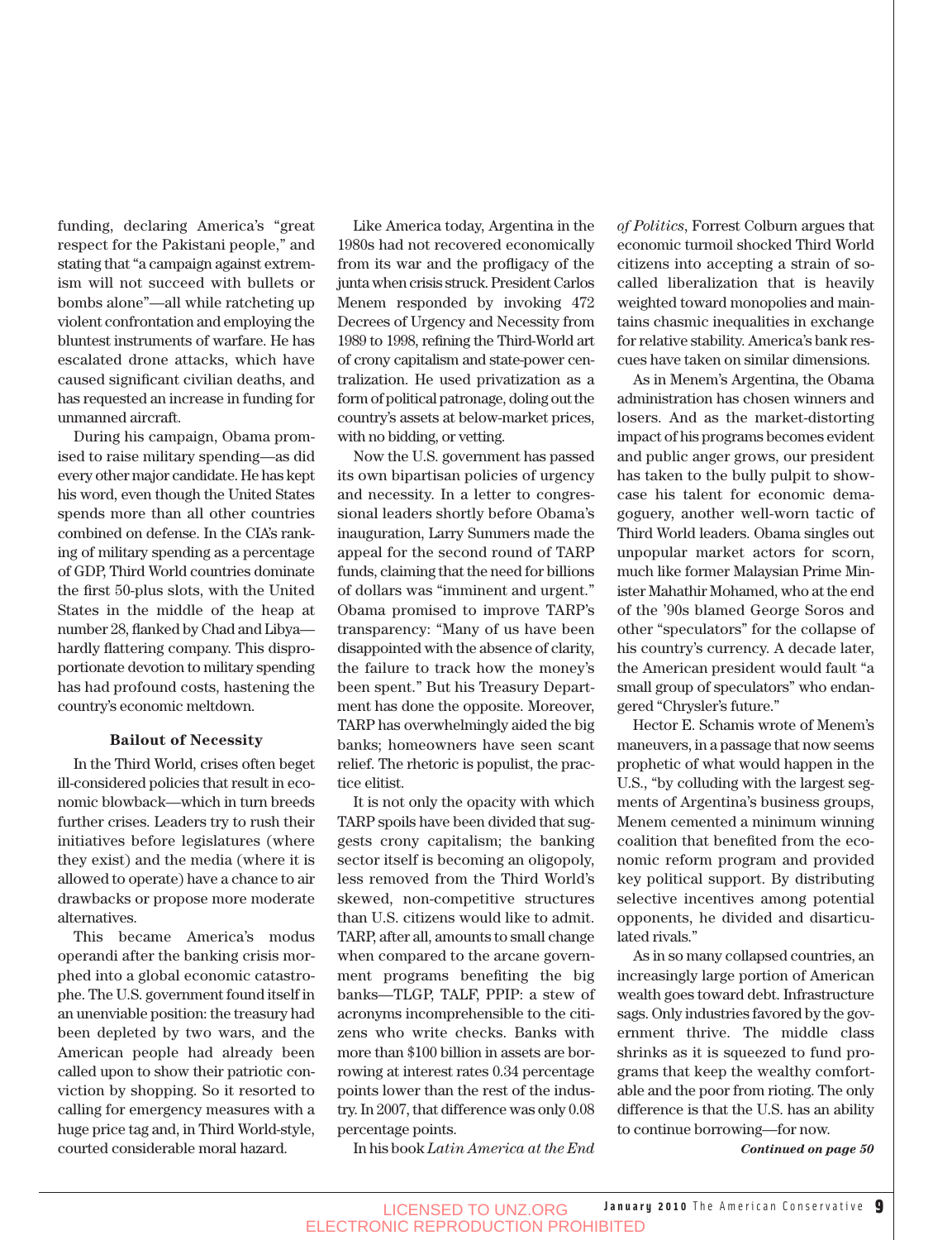funding, declaring America's "great respect for the Pakistani people," and stating that "a campaign against extremism will not succeed with bullets or bombs alone"—all while ratcheting up violent confrontation and employing the bluntest instruments of warfare. He has escalated drone attacks, which have caused significant civilian deaths, and has requested an increase in funding for unmanned aircraft.

During his campaign, Obama promised to raise military spending—as did every other major candidate. He has kept his word, even though the United States spends more than all other countries combined on defense. In the CIA's ranking of military spending as a percentage of GDP, Third World countries dominate the first 50-plus slots, with the United States in the middle of the heap at number 28, flanked by Chad and Libya—hardly flattering company. This disproportionate devotion to military spending has had profound costs, hastening the country's economic meltdown.

### Bailout of Necessity

In the Third World, crises often beget ill-considered policies that result in economic blowback—which in turn breeds further crises. Leaders try to rush their initiatives before legislatures (where they exist) and the media (where it is allowed to operate) have a chance to air drawbacks or propose more moderate alternatives.

This became America's modus operandi after the banking crisis morphed into a global economic catastrophe. The U.S. government found itself in an unenviable position: the treasury had been depleted by two wars, and the American people had already been called upon to show their patriotic conviction by shopping. So it resorted to calling for emergency measures with a huge price tag and, in Third World-style, courted considerable moral hazard.

Like America today, Argentina in the 1980s had not recovered economically from its war and the profligacy of the junta when crisis struck. President Carlos Menem responded by invoking 472 Decrees of Urgency and Necessity from 1989 to 1998, refining the Third-World art of crony capitalism and state-power centralization. He used privatization as a form of political patronage, doling out the country's assets at below-market prices, with no bidding, or vetting.

Now the U.S. government has passed its own bipartisan policies of urgency and necessity. In a letter to congressional leaders shortly before Obama's inauguration, Larry Summers made the appeal for the second round of TARP funds, claiming that the need for billions of dollars was "imminent and urgent." Obama promised to improve TARP's transparency: "Many of us have been disappointed with the absence of clarity, the failure to track how the money's been spent." But his Treasury Department has done the opposite. Moreover, TARP has overwhelmingly aided the big banks; homeowners have seen scant relief. The rhetoric is populist, the practice elitist.

It is not only the opacity with which TARP spoils have been divided that suggests crony capitalism; the banking sector itself is becoming an oligopoly, less removed from the Third World's skewed, non-competitive structures than U.S. citizens would like to admit. TARP, after all, amounts to small change when compared to the arcane government programs benefiting the big banks—TLGP, TALF, PPIP: a stew of acronyms incomprehensible to the citizens who write checks. Banks with more than $100 billion in assets are borrowing at interest rates 0.34 percentage points lower than the rest of the industry. In 2007, that difference was only 0.08 percentage points.

In his book *Latin America at the End of Politics*, Forrest Colburn argues that economic turmoil shocked Third World citizens into accepting a strain of so-called liberalization that is heavily weighted toward monopolies and maintains chasmic inequalities in exchange for relative stability. America's bank rescues have taken on similar dimensions.

As in Menem's Argentina, the Obama administration has chosen winners and losers. And as the market-distorting impact of his programs becomes evident and public anger grows, our president has taken to the bully pulpit to showcase his talent for economic demagoguery, another well-worn tactic of Third World leaders. Obama singles out unpopular market actors for scorn, much like former Malaysian Prime Minister Mahathir Mohamed, who at the end of the '90s blamed George Soros and other "speculators" for the collapse of his country's currency. A decade later, the American president would fault "a small group of speculators" who endangered "Chrysler's future."

Hector E. Schamis wrote of Menem's maneuvers, in a passage that now seems prophetic of what would happen in the U.S., "by colluding with the largest segments of Argentina's business groups, Menem cemented a minimum winning coalition that benefited from the economic reform program and provided key political support. By distributing selective incentives among potential opponents, he divided and disarticulated rivals."

As in so many collapsed countries, an increasingly large portion of American wealth goes toward debt. Infrastructure sags. Only industries favored by the government thrive. The middle class shrinks as it is squeezed to fund programs that keep the wealthy comfortable and the poor from rioting. The only difference is that the U.S. has an ability to continue borrowing—for now.

***Continued on page 50***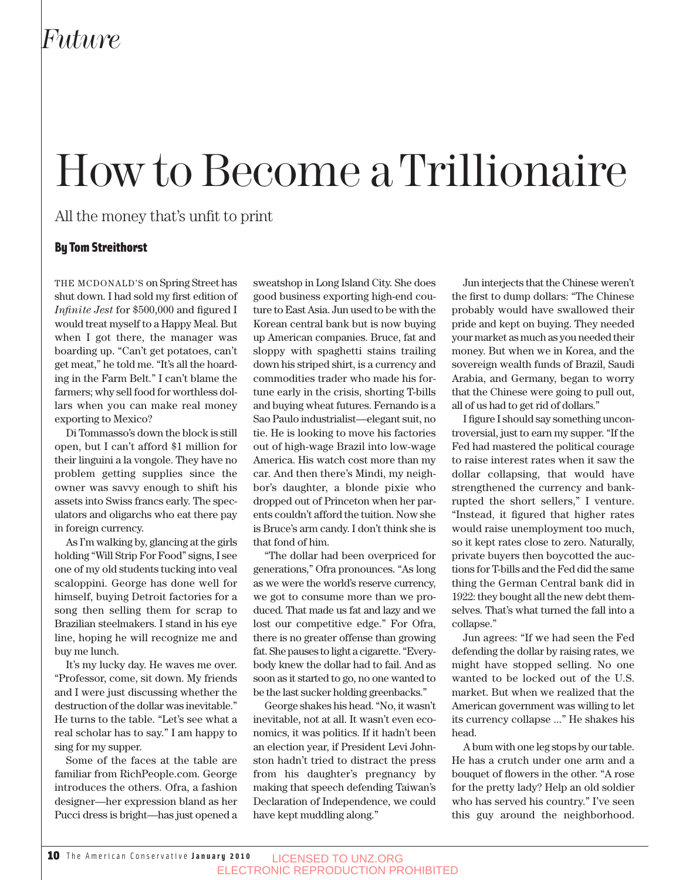*Future*

# How to Become a Trillionaire

All the money that's unfit to print

**By Tom Streithorst**

THE MCDONALD'S on Spring Street has shut down. I had sold my first edition of *Infinite Jest* for $500,000 and figured I would treat myself to a Happy Meal. But when I got there, the manager was boarding up. "Can't get potatoes, can't get meat," he told me. "It's all the hoarding in the Farm Belt." I can't blame the farmers; why sell food for worthless dollars when you can make real money exporting to Mexico?

Di Tommasso's down the block is still open, but I can't afford $1 million for their linguini a la vongole. They have no problem getting supplies since the owner was savvy enough to shift his assets into Swiss francs early. The speculators and oligarchs who eat there pay in foreign currency.

As I'm walking by, glancing at the girls holding "Will Strip For Food" signs, I see one of my old students tucking into veal scaloppini. George has done well for himself, buying Detroit factories for a song then selling them for scrap to Brazilian steelmakers. I stand in his eye line, hoping he will recognize me and buy me lunch.

It's my lucky day. He waves me over. "Professor, come, sit down. My friends and I were just discussing whether the destruction of the dollar was inevitable." He turns to the table. "Let's see what a real scholar has to say." I am happy to sing for my supper.

Some of the faces at the table are familiar from RichPeople.com. George introduces the others. Ofra, a fashion designer—her expression bland as her Pucci dress is bright—has just opened a sweatshop in Long Island City. She does good business exporting high-end couture to East Asia. Jun used to be with the Korean central bank but is now buying up American companies. Bruce, fat and sloppy with spaghetti stains trailing down his striped shirt, is a currency and commodities trader who made his fortune early in the crisis, shorting T-bills and buying wheat futures. Fernando is a Sao Paulo industrialist—elegant suit, no tie. He is looking to move his factories out of high-wage Brazil into low-wage America. His watch cost more than my car. And then there's Mindi, my neighbor's daughter, a blonde pixie who dropped out of Princeton when her parents couldn't afford the tuition. Now she is Bruce's arm candy. I don't think she is that fond of him.

"The dollar had been overpriced for generations," Ofra pronounces. "As long as we were the world's reserve currency, we got to consume more than we produced. That made us fat and lazy and we lost our competitive edge." For Ofra, there is no greater offense than growing fat. She pauses to light a cigarette. "Everybody knew the dollar had to fail. And as soon as it started to go, no one wanted to be the last sucker holding greenbacks."

George shakes his head. "No, it wasn't inevitable, not at all. It wasn't even economics, it was politics. If it hadn't been an election year, if President Levi Johnston hadn't tried to distract the press from his daughter's pregnancy by making that speech defending Taiwan's Declaration of Independence, we could have kept muddling along."

Jun interjects that the Chinese weren't the first to dump dollars: "The Chinese probably would have swallowed their pride and kept on buying. They needed your market as much as you needed their money. But when we in Korea, and the sovereign wealth funds of Brazil, Saudi Arabia, and Germany, began to worry that the Chinese were going to pull out, all of us had to get rid of dollars."

I figure I should say something uncontroversial, just to earn my supper. "If the Fed had mastered the political courage to raise interest rates when it saw the dollar collapsing, that would have strengthened the currency and bankrupted the short sellers," I venture. "Instead, it figured that higher rates would raise unemployment too much, so it kept rates close to zero. Naturally, private buyers then boycotted the auctions for T-bills and the Fed did the same thing the German Central bank did in 1922: they bought all the new debt themselves. That's what turned the fall into a collapse."

Jun agrees: "If we had seen the Fed defending the dollar by raising rates, we might have stopped selling. No one wanted to be locked out of the U.S. market. But when we realized that the American government was willing to let its currency collapse ..." He shakes his head.

A bum with one leg stops by our table. He has a crutch under one arm and a bouquet of flowers in the other. "A rose for the pretty lady? Help an old soldier who has served his country." I've seen this guy around the neighborhood.